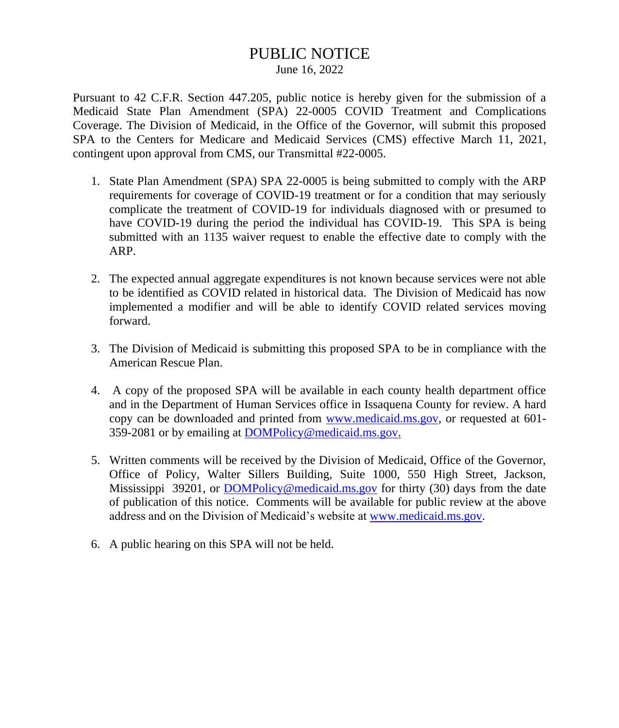# PUBLIC NOTICE

June 16, 2022

Pursuant to 42 C.F.R. Section 447.205, public notice is hereby given for the submission of a Medicaid State Plan Amendment (SPA) 22-0005 COVID Treatment and Complications Coverage. The Division of Medicaid, in the Office of the Governor, will submit this proposed SPA to the Centers for Medicare and Medicaid Services (CMS) effective March 11, 2021, contingent upon approval from CMS, our Transmittal #22-0005.

1. State Plan Amendment (SPA) SPA 22-0005 is being submitted to comply with the ARP requirements for coverage of COVID-19 treatment or for a condition that may seriously complicate the treatment of COVID-19 for individuals diagnosed with or presumed to have COVID-19 during the period the individual has COVID-19. This SPA is being submitted with an 1135 waiver request to enable the effective date to comply with the ARP.

2. The expected annual aggregate expenditures is not known because services were not able to be identified as COVID related in historical data. The Division of Medicaid has now implemented a modifier and will be able to identify COVID related services moving forward.

3. The Division of Medicaid is submitting this proposed SPA to be in compliance with the American Rescue Plan.

4. A copy of the proposed SPA will be available in each county health department office and in the Department of Human Services office in Issaquena County for review. A hard copy can be downloaded and printed from www.medicaid.ms.gov, or requested at 601-359-2081 or by emailing at DOMPolicy@medicaid.ms.gov.

5. Written comments will be received by the Division of Medicaid, Office of the Governor, Office of Policy, Walter Sillers Building, Suite 1000, 550 High Street, Jackson, Mississippi 39201, or DOMPolicy@medicaid.ms.gov for thirty (30) days from the date of publication of this notice. Comments will be available for public review at the above address and on the Division of Medicaid's website at www.medicaid.ms.gov.

6. A public hearing on this SPA will not be held.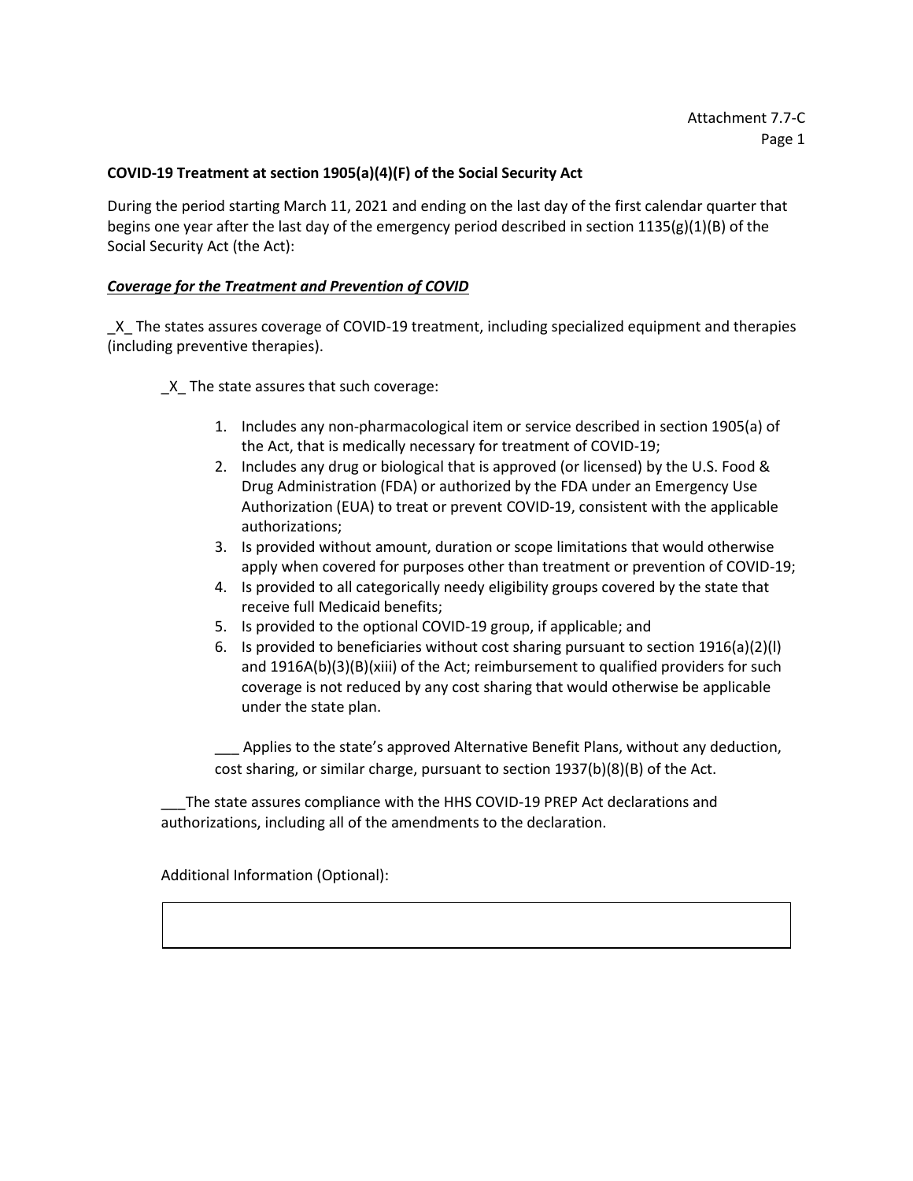Attachment 7.7-C
Page 1

**COVID-19 Treatment at section 1905(a)(4)(F) of the Social Security Act**

During the period starting March 11, 2021 and ending on the last day of the first calendar quarter that begins one year after the last day of the emergency period described in section 1135(g)(1)(B) of the Social Security Act (the Act):

***Coverage for the Treatment and Prevention of COVID***

_X_ The states assures coverage of COVID-19 treatment, including specialized equipment and therapies (including preventive therapies).

_X_ The state assures that such coverage:

1. Includes any non-pharmacological item or service described in section 1905(a) of the Act, that is medically necessary for treatment of COVID-19;
2. Includes any drug or biological that is approved (or licensed) by the U.S. Food & Drug Administration (FDA) or authorized by the FDA under an Emergency Use Authorization (EUA) to treat or prevent COVID-19, consistent with the applicable authorizations;
3. Is provided without amount, duration or scope limitations that would otherwise apply when covered for purposes other than treatment or prevention of COVID-19;
4. Is provided to all categorically needy eligibility groups covered by the state that receive full Medicaid benefits;
5. Is provided to the optional COVID-19 group, if applicable; and
6. Is provided to beneficiaries without cost sharing pursuant to section 1916(a)(2)(l) and 1916A(b)(3)(B)(xiii) of the Act; reimbursement to qualified providers for such coverage is not reduced by any cost sharing that would otherwise be applicable under the state plan.

___ Applies to the state's approved Alternative Benefit Plans, without any deduction, cost sharing, or similar charge, pursuant to section 1937(b)(8)(B) of the Act.

___The state assures compliance with the HHS COVID-19 PREP Act declarations and authorizations, including all of the amendments to the declaration.

Additional Information (Optional):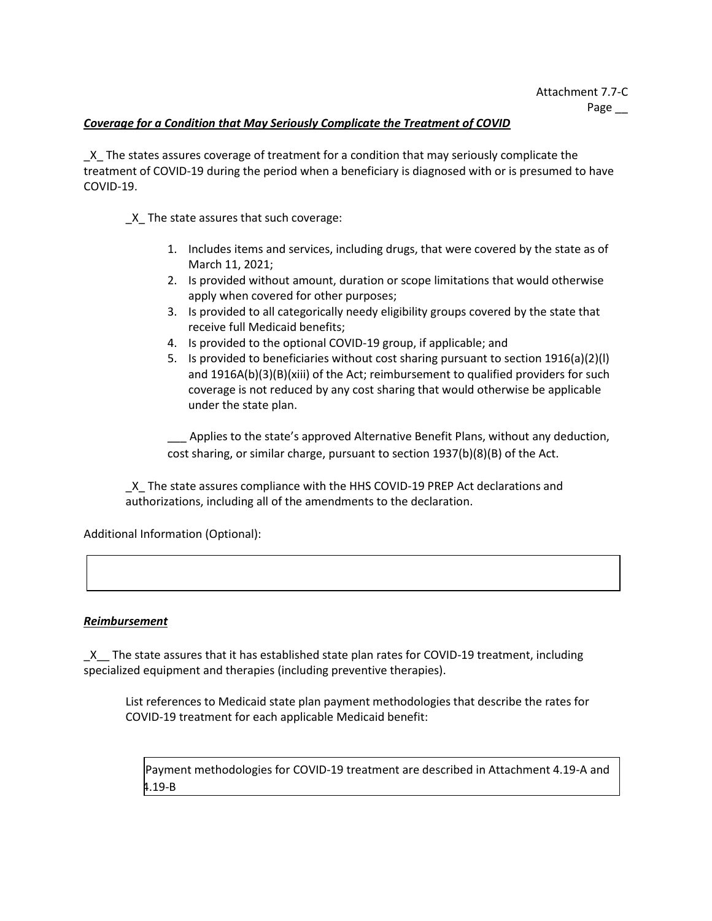Attachment 7.7-C
Page __

***Coverage for a Condition that May Seriously Complicate the Treatment of COVID***

_X_ The states assures coverage of treatment for a condition that may seriously complicate the treatment of COVID-19 during the period when a beneficiary is diagnosed with or is presumed to have COVID-19.

_X_ The state assures that such coverage:

1. Includes items and services, including drugs, that were covered by the state as of March 11, 2021;
2. Is provided without amount, duration or scope limitations that would otherwise apply when covered for other purposes;
3. Is provided to all categorically needy eligibility groups covered by the state that receive full Medicaid benefits;
4. Is provided to the optional COVID-19 group, if applicable; and
5. Is provided to beneficiaries without cost sharing pursuant to section 1916(a)(2)(I) and 1916A(b)(3)(B)(xiii) of the Act; reimbursement to qualified providers for such coverage is not reduced by any cost sharing that would otherwise be applicable under the state plan.

___ Applies to the state's approved Alternative Benefit Plans, without any deduction, cost sharing, or similar charge, pursuant to section 1937(b)(8)(B) of the Act.

_X_ The state assures compliance with the HHS COVID-19 PREP Act declarations and authorizations, including all of the amendments to the declaration.

Additional Information (Optional):

***Reimbursement***

_X__ The state assures that it has established state plan rates for COVID-19 treatment, including specialized equipment and therapies (including preventive therapies).

List references to Medicaid state plan payment methodologies that describe the rates for COVID-19 treatment for each applicable Medicaid benefit:

Payment methodologies for COVID-19 treatment are described in Attachment 4.19-A and 4.19-B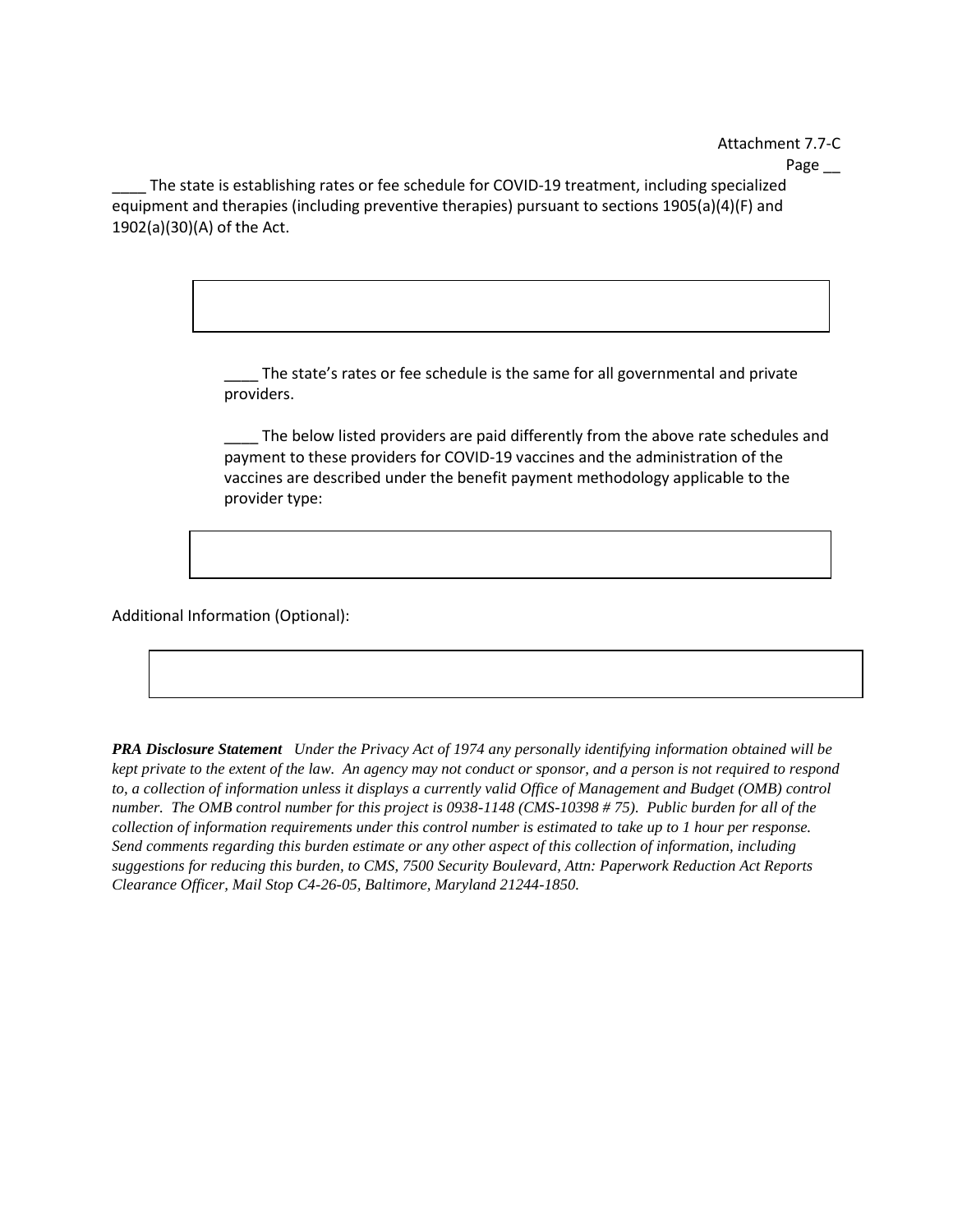Attachment 7.7-C

Page __

____ The state is establishing rates or fee schedule for COVID-19 treatment, including specialized equipment and therapies (including preventive therapies) pursuant to sections 1905(a)(4)(F) and 1902(a)(30)(A) of the Act.

|   |
|---|
|   |

____ The state's rates or fee schedule is the same for all governmental and private providers.

____ The below listed providers are paid differently from the above rate schedules and payment to these providers for COVID-19 vaccines and the administration of the vaccines are described under the benefit payment methodology applicable to the provider type:

|   |
|---|
|   |

Additional Information (Optional):

|   |
|---|
|   |

***PRA Disclosure Statement*** *Under the Privacy Act of 1974 any personally identifying information obtained will be kept private to the extent of the law. An agency may not conduct or sponsor, and a person is not required to respond to, a collection of information unless it displays a currently valid Office of Management and Budget (OMB) control number. The OMB control number for this project is 0938-1148 (CMS-10398 # 75). Public burden for all of the collection of information requirements under this control number is estimated to take up to 1 hour per response. Send comments regarding this burden estimate or any other aspect of this collection of information, including suggestions for reducing this burden, to CMS, 7500 Security Boulevard, Attn: Paperwork Reduction Act Reports Clearance Officer, Mail Stop C4-26-05, Baltimore, Maryland 21244-1850.*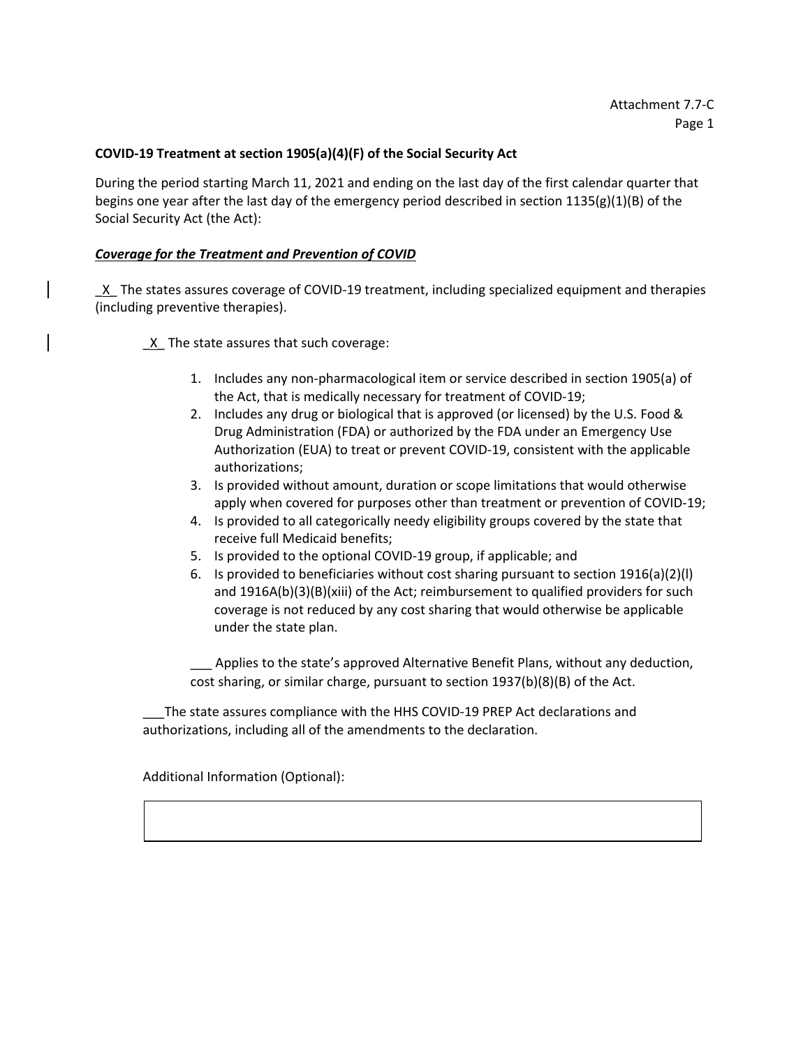Attachment 7.7-C
Page 1

**COVID-19 Treatment at section 1905(a)(4)(F) of the Social Security Act**

During the period starting March 11, 2021 and ending on the last day of the first calendar quarter that begins one year after the last day of the emergency period described in section 1135(g)(1)(B) of the Social Security Act (the Act):

***Coverage for the Treatment and Prevention of COVID***

_X_ The states assures coverage of COVID-19 treatment, including specialized equipment and therapies (including preventive therapies).

_X_ The state assures that such coverage:

1. Includes any non-pharmacological item or service described in section 1905(a) of the Act, that is medically necessary for treatment of COVID-19;
2. Includes any drug or biological that is approved (or licensed) by the U.S. Food & Drug Administration (FDA) or authorized by the FDA under an Emergency Use Authorization (EUA) to treat or prevent COVID-19, consistent with the applicable authorizations;
3. Is provided without amount, duration or scope limitations that would otherwise apply when covered for purposes other than treatment or prevention of COVID-19;
4. Is provided to all categorically needy eligibility groups covered by the state that receive full Medicaid benefits;
5. Is provided to the optional COVID-19 group, if applicable; and
6. Is provided to beneficiaries without cost sharing pursuant to section 1916(a)(2)(I) and 1916A(b)(3)(B)(xiii) of the Act; reimbursement to qualified providers for such coverage is not reduced by any cost sharing that would otherwise be applicable under the state plan.

___ Applies to the state's approved Alternative Benefit Plans, without any deduction, cost sharing, or similar charge, pursuant to section 1937(b)(8)(B) of the Act.

___The state assures compliance with the HHS COVID-19 PREP Act declarations and authorizations, including all of the amendments to the declaration.

Additional Information (Optional):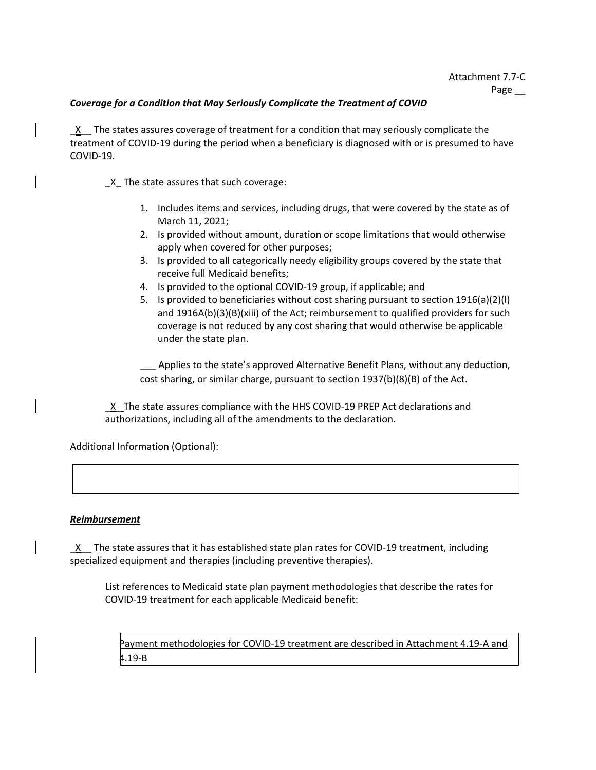Attachment 7.7-C
Page __

***Coverage for a Condition that May Seriously Complicate the Treatment of COVID***

_X__ The states assures coverage of treatment for a condition that may seriously complicate the treatment of COVID-19 during the period when a beneficiary is diagnosed with or is presumed to have COVID-19.

_X_ The state assures that such coverage:

1. Includes items and services, including drugs, that were covered by the state as of March 11, 2021;
2. Is provided without amount, duration or scope limitations that would otherwise apply when covered for other purposes;
3. Is provided to all categorically needy eligibility groups covered by the state that receive full Medicaid benefits;
4. Is provided to the optional COVID-19 group, if applicable; and
5. Is provided to beneficiaries without cost sharing pursuant to section 1916(a)(2)(l) and 1916A(b)(3)(B)(xiii) of the Act; reimbursement to qualified providers for such coverage is not reduced by any cost sharing that would otherwise be applicable under the state plan.

___ Applies to the state's approved Alternative Benefit Plans, without any deduction, cost sharing, or similar charge, pursuant to section 1937(b)(8)(B) of the Act.

_X_ The state assures compliance with the HHS COVID-19 PREP Act declarations and authorizations, including all of the amendments to the declaration.

Additional Information (Optional):

***Reimbursement***

_X__ The state assures that it has established state plan rates for COVID-19 treatment, including specialized equipment and therapies (including preventive therapies).

List references to Medicaid state plan payment methodologies that describe the rates for COVID-19 treatment for each applicable Medicaid benefit:

Payment methodologies for COVID-19 treatment are described in Attachment 4.19-A and 4.19-B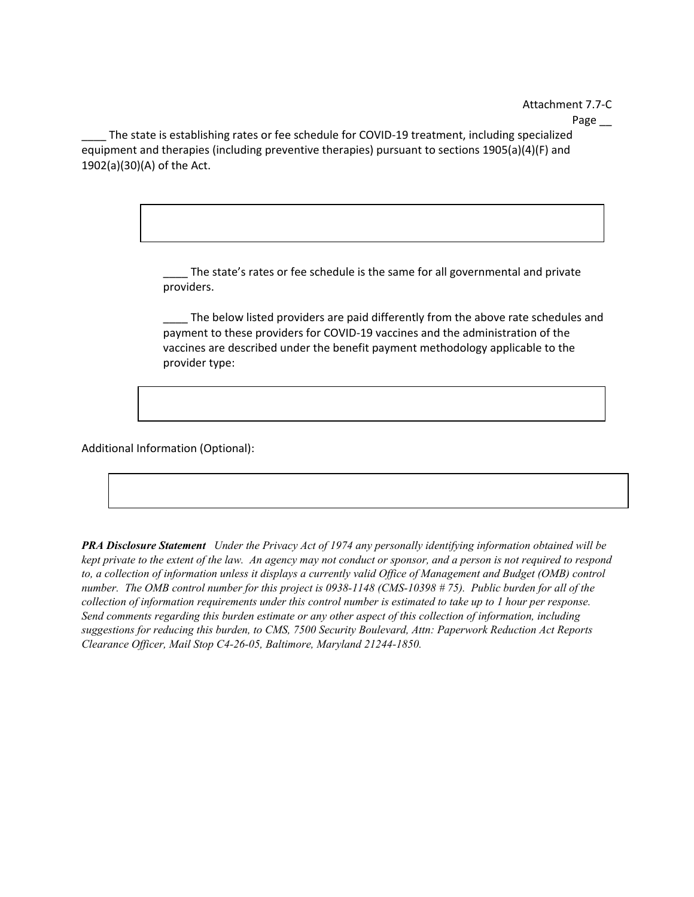Attachment 7.7-C
Page __

____ The state is establishing rates or fee schedule for COVID-19 treatment, including specialized equipment and therapies (including preventive therapies) pursuant to sections 1905(a)(4)(F) and 1902(a)(30)(A) of the Act.

| |
|---|
| |

____ The state's rates or fee schedule is the same for all governmental and private providers.

____ The below listed providers are paid differently from the above rate schedules and payment to these providers for COVID-19 vaccines and the administration of the vaccines are described under the benefit payment methodology applicable to the provider type:

| |
|---|
| |

Additional Information (Optional):

| |
|---|
| |

***PRA Disclosure Statement*** *Under the Privacy Act of 1974 any personally identifying information obtained will be kept private to the extent of the law. An agency may not conduct or sponsor, and a person is not required to respond to, a collection of information unless it displays a currently valid Office of Management and Budget (OMB) control number. The OMB control number for this project is 0938-1148 (CMS-10398 # 75). Public burden for all of the collection of information requirements under this control number is estimated to take up to 1 hour per response. Send comments regarding this burden estimate or any other aspect of this collection of information, including suggestions for reducing this burden, to CMS, 7500 Security Boulevard, Attn: Paperwork Reduction Act Reports Clearance Officer, Mail Stop C4-26-05, Baltimore, Maryland 21244-1850.*